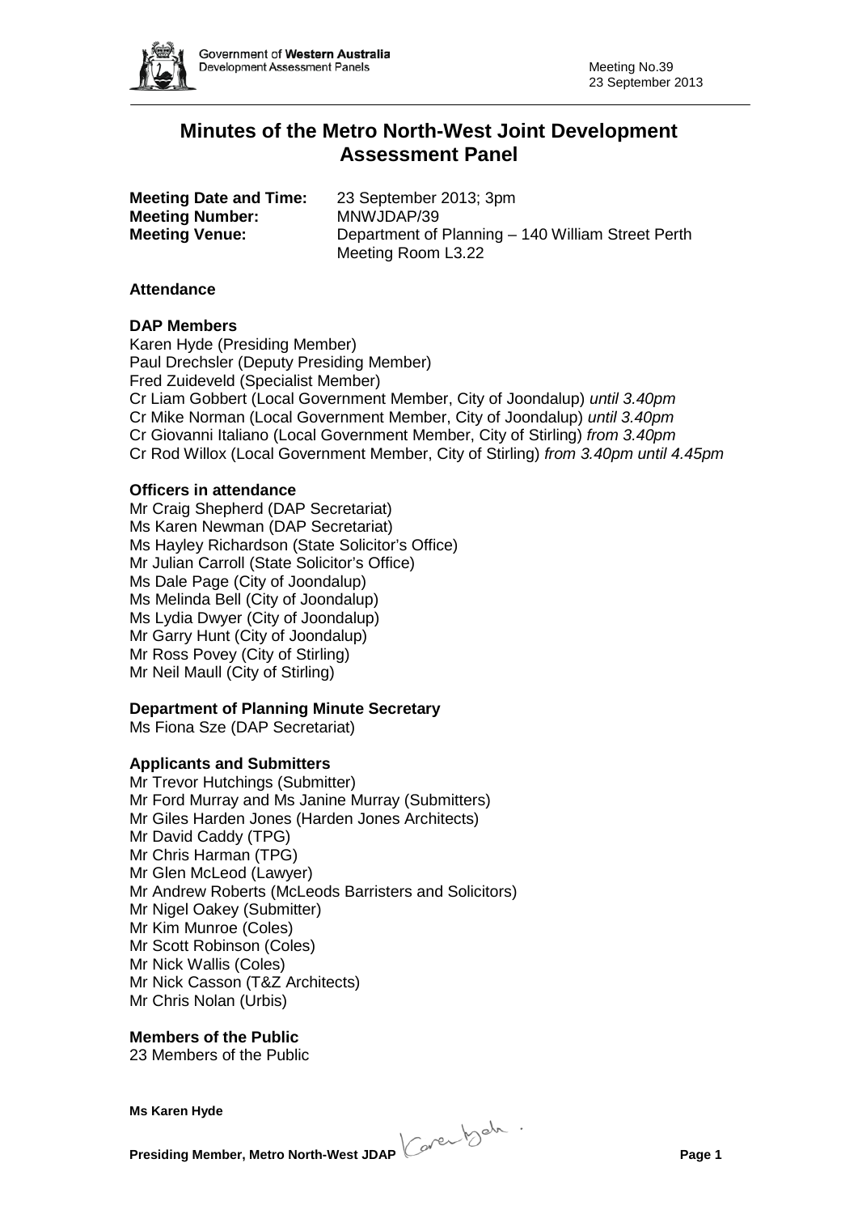# Minutes of the Metro North-West Joint Development Assessment Panel

**Meeting Date and Time:** 23 September 2013; 3pm
**Meeting Number:** MNWJDAP/39
**Meeting Venue:** Department of Planning – 140 William Street Perth Meeting Room L3.22

## Attendance

### DAP Members

Karen Hyde (Presiding Member)
Paul Drechsler (Deputy Presiding Member)
Fred Zuideveld (Specialist Member)
Cr Liam Gobbert (Local Government Member, City of Joondalup) *until 3.40pm*
Cr Mike Norman (Local Government Member, City of Joondalup) *until 3.40pm*
Cr Giovanni Italiano (Local Government Member, City of Stirling) *from 3.40pm*
Cr Rod Willox (Local Government Member, City of Stirling) *from 3.40pm until 4.45pm*

### Officers in attendance

Mr Craig Shepherd (DAP Secretariat)
Ms Karen Newman (DAP Secretariat)
Ms Hayley Richardson (State Solicitor's Office)
Mr Julian Carroll (State Solicitor's Office)
Ms Dale Page (City of Joondalup)
Ms Melinda Bell (City of Joondalup)
Ms Lydia Dwyer (City of Joondalup)
Mr Garry Hunt (City of Joondalup)
Mr Ross Povey (City of Stirling)
Mr Neil Maull (City of Stirling)

### Department of Planning Minute Secretary

Ms Fiona Sze (DAP Secretariat)

### Applicants and Submitters

Mr Trevor Hutchings (Submitter)
Mr Ford Murray and Ms Janine Murray (Submitters)
Mr Giles Harden Jones (Harden Jones Architects)
Mr David Caddy (TPG)
Mr Chris Harman (TPG)
Mr Glen McLeod (Lawyer)
Mr Andrew Roberts (McLeods Barristers and Solicitors)
Mr Nigel Oakey (Submitter)
Mr Kim Munroe (Coles)
Mr Scott Robinson (Coles)
Mr Nick Wallis (Coles)
Mr Nick Casson (T&Z Architects)
Mr Chris Nolan (Urbis)

### Members of the Public

23 Members of the Public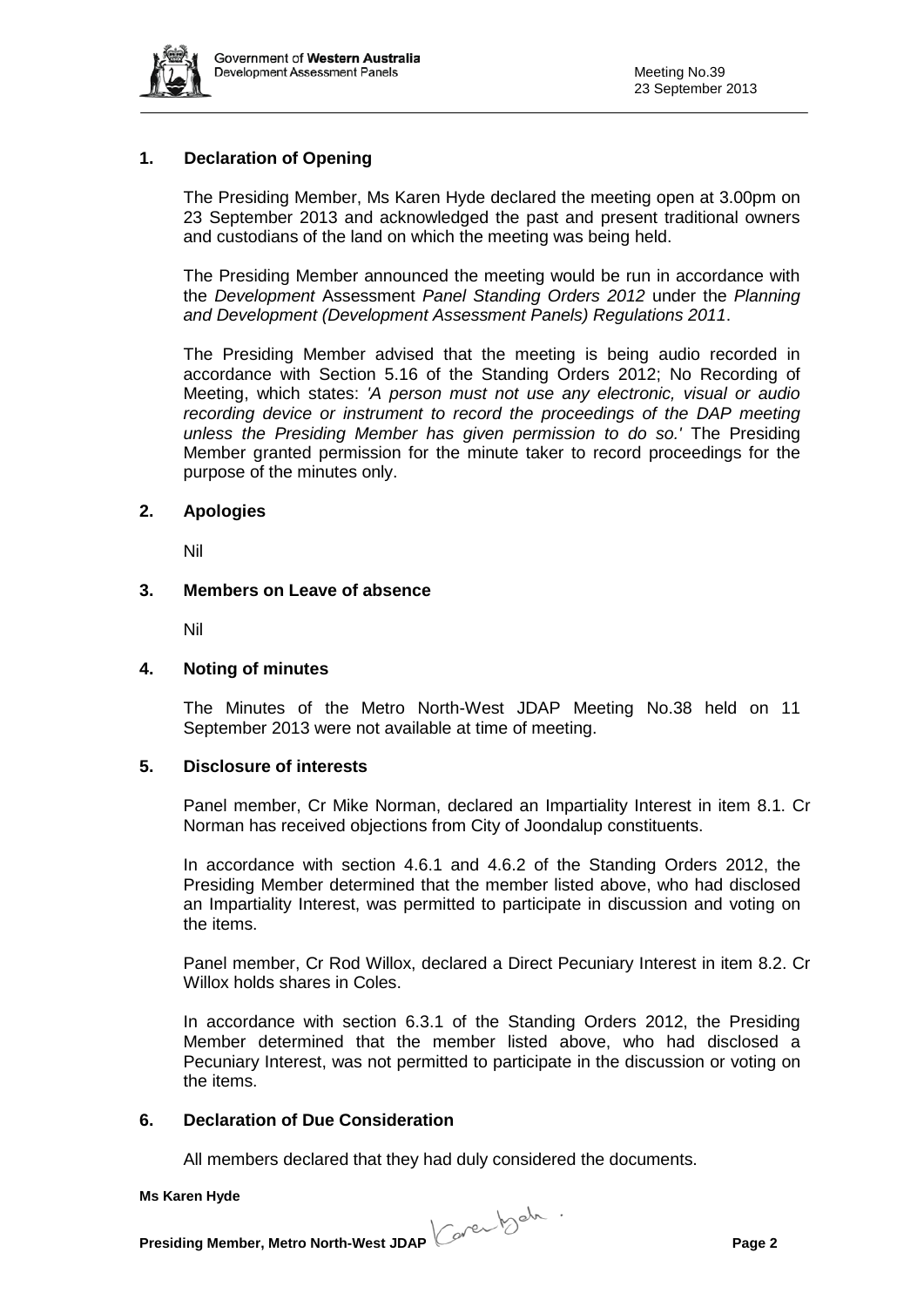## 1. Declaration of Opening

The Presiding Member, Ms Karen Hyde declared the meeting open at 3.00pm on 23 September 2013 and acknowledged the past and present traditional owners and custodians of the land on which the meeting was being held.

The Presiding Member announced the meeting would be run in accordance with the *Development* Assessment *Panel Standing Orders 2012* under the *Planning and Development (Development Assessment Panels) Regulations 2011*.

The Presiding Member advised that the meeting is being audio recorded in accordance with Section 5.16 of the Standing Orders 2012; No Recording of Meeting, which states: *'A person must not use any electronic, visual or audio recording device or instrument to record the proceedings of the DAP meeting unless the Presiding Member has given permission to do so.'* The Presiding Member granted permission for the minute taker to record proceedings for the purpose of the minutes only.

## 2. Apologies

Nil

## 3. Members on Leave of absence

Nil

## 4. Noting of minutes

The Minutes of the Metro North-West JDAP Meeting No.38 held on 11 September 2013 were not available at time of meeting.

## 5. Disclosure of interests

Panel member, Cr Mike Norman, declared an Impartiality Interest in item 8.1. Cr Norman has received objections from City of Joondalup constituents.

In accordance with section 4.6.1 and 4.6.2 of the Standing Orders 2012, the Presiding Member determined that the member listed above, who had disclosed an Impartiality Interest, was permitted to participate in discussion and voting on the items.

Panel member, Cr Rod Willox, declared a Direct Pecuniary Interest in item 8.2. Cr Willox holds shares in Coles.

In accordance with section 6.3.1 of the Standing Orders 2012, the Presiding Member determined that the member listed above, who had disclosed a Pecuniary Interest, was not permitted to participate in the discussion or voting on the items.

## 6. Declaration of Due Consideration

All members declared that they had duly considered the documents.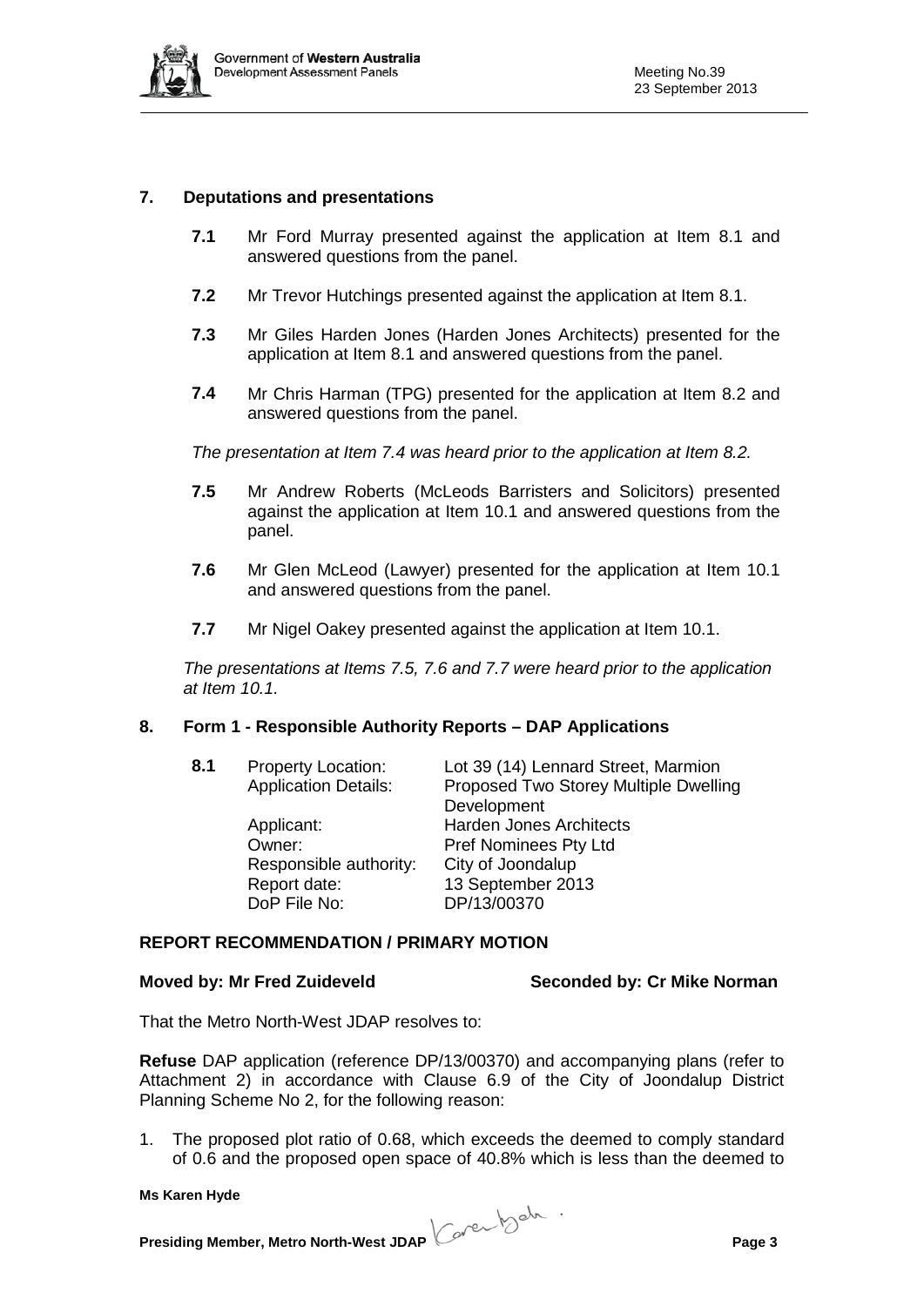## 7. Deputations and presentations

**7.1** Mr Ford Murray presented against the application at Item 8.1 and answered questions from the panel.

**7.2** Mr Trevor Hutchings presented against the application at Item 8.1.

**7.3** Mr Giles Harden Jones (Harden Jones Architects) presented for the application at Item 8.1 and answered questions from the panel.

**7.4** Mr Chris Harman (TPG) presented for the application at Item 8.2 and answered questions from the panel.

*The presentation at Item 7.4 was heard prior to the application at Item 8.2.*

**7.5** Mr Andrew Roberts (McLeods Barristers and Solicitors) presented against the application at Item 10.1 and answered questions from the panel.

**7.6** Mr Glen McLeod (Lawyer) presented for the application at Item 10.1 and answered questions from the panel.

**7.7** Mr Nigel Oakey presented against the application at Item 10.1.

*The presentations at Items 7.5, 7.6 and 7.7 were heard prior to the application at Item 10.1.*

## 8. Form 1 - Responsible Authority Reports – DAP Applications

**8.1**

| | |
|---|---|
| Property Location: | Lot 39 (14) Lennard Street, Marmion |
| Application Details: | Proposed Two Storey Multiple Dwelling Development |
| Applicant: | Harden Jones Architects |
| Owner: | Pref Nominees Pty Ltd |
| Responsible authority: | City of Joondalup |
| Report date: | 13 September 2013 |
| DoP File No: | DP/13/00370 |

**REPORT RECOMMENDATION / PRIMARY MOTION**

**Moved by: Mr Fred Zuideveld** **Seconded by: Cr Mike Norman**

That the Metro North-West JDAP resolves to:

**Refuse** DAP application (reference DP/13/00370) and accompanying plans (refer to Attachment 2) in accordance with Clause 6.9 of the City of Joondalup District Planning Scheme No 2, for the following reason:

1. The proposed plot ratio of 0.68, which exceeds the deemed to comply standard of 0.6 and the proposed open space of 40.8% which is less than the deemed to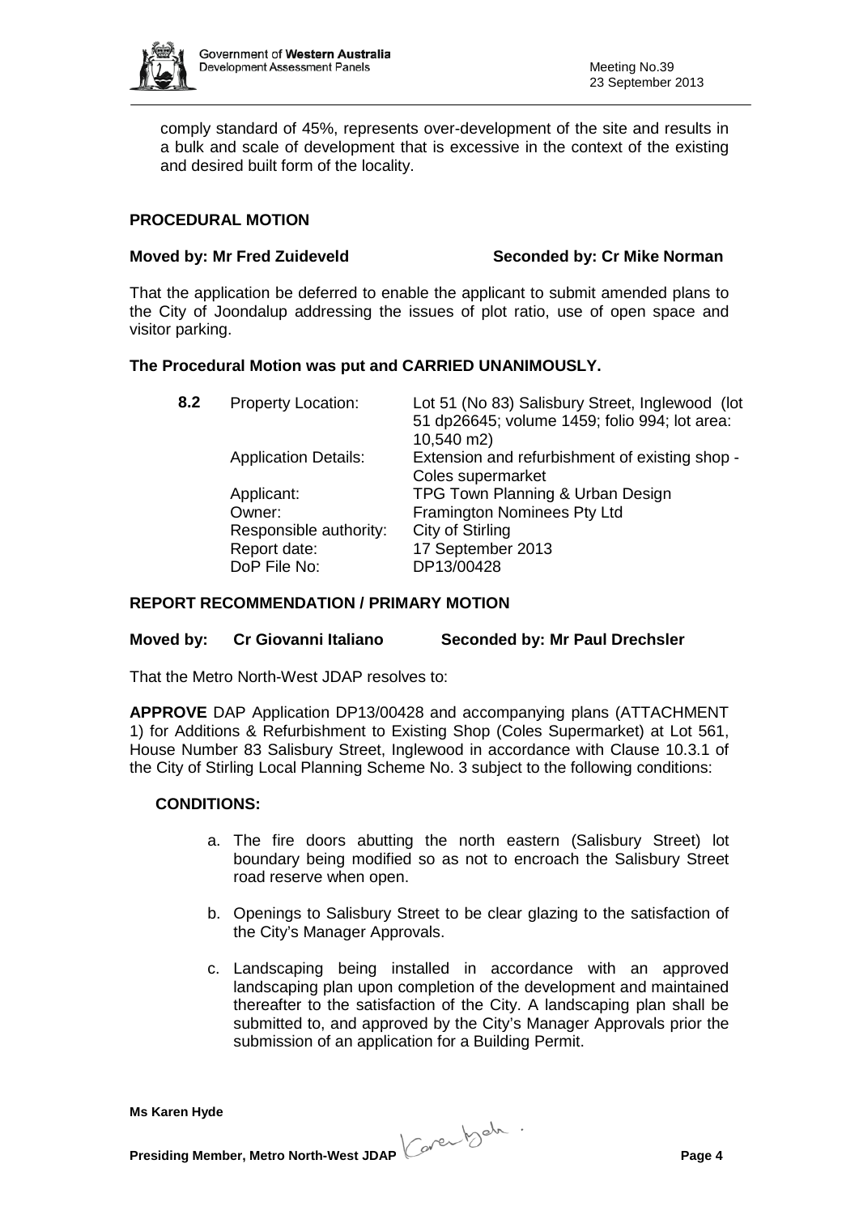comply standard of 45%, represents over-development of the site and results in a bulk and scale of development that is excessive in the context of the existing and desired built form of the locality.

**PROCEDURAL MOTION**

**Moved by: Mr Fred Zuideveld** **Seconded by: Cr Mike Norman**

That the application be deferred to enable the applicant to submit amended plans to the City of Joondalup addressing the issues of plot ratio, use of open space and visitor parking.

**The Procedural Motion was put and CARRIED UNANIMOUSLY.**

| **8.2** | Property Location: | Lot 51 (No 83) Salisbury Street, Inglewood (lot 51 dp26645; volume 1459; folio 994; lot area: 10,540 m2) |
|---|---|---|
| | Application Details: | Extension and refurbishment of existing shop - Coles supermarket |
| | Applicant: | TPG Town Planning & Urban Design |
| | Owner: | Framington Nominees Pty Ltd |
| | Responsible authority: | City of Stirling |
| | Report date: | 17 September 2013 |
| | DoP File No: | DP13/00428 |

**REPORT RECOMMENDATION / PRIMARY MOTION**

**Moved by: Cr Giovanni Italiano** **Seconded by: Mr Paul Drechsler**

That the Metro North-West JDAP resolves to:

**APPROVE** DAP Application DP13/00428 and accompanying plans (ATTACHMENT 1) for Additions & Refurbishment to Existing Shop (Coles Supermarket) at Lot 561, House Number 83 Salisbury Street, Inglewood in accordance with Clause 10.3.1 of the City of Stirling Local Planning Scheme No. 3 subject to the following conditions:

**CONDITIONS:**

a. The fire doors abutting the north eastern (Salisbury Street) lot boundary being modified so as not to encroach the Salisbury Street road reserve when open.

b. Openings to Salisbury Street to be clear glazing to the satisfaction of the City's Manager Approvals.

c. Landscaping being installed in accordance with an approved landscaping plan upon completion of the development and maintained thereafter to the satisfaction of the City. A landscaping plan shall be submitted to, and approved by the City's Manager Approvals prior the submission of an application for a Building Permit.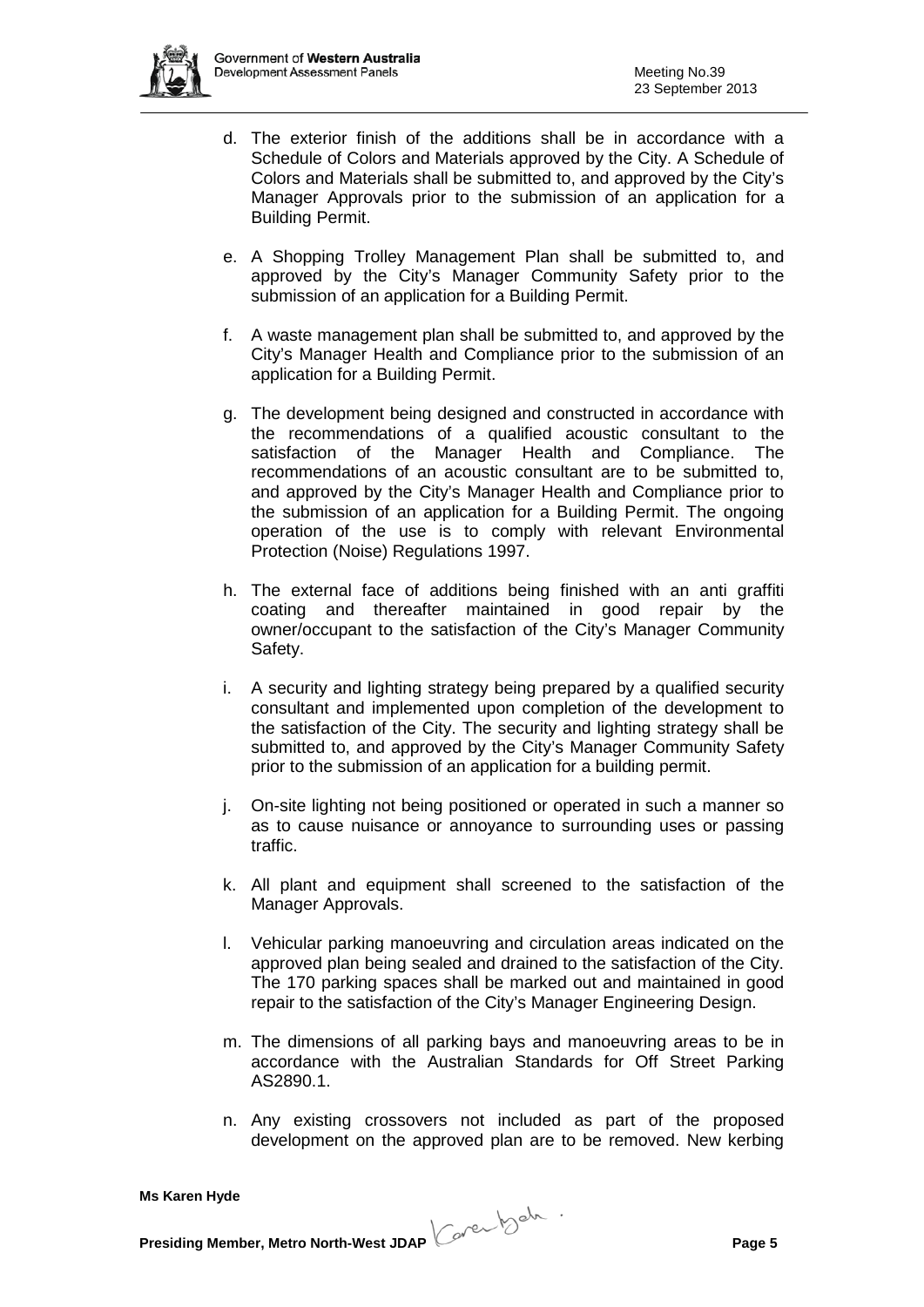d. The exterior finish of the additions shall be in accordance with a Schedule of Colors and Materials approved by the City. A Schedule of Colors and Materials shall be submitted to, and approved by the City's Manager Approvals prior to the submission of an application for a Building Permit.

e. A Shopping Trolley Management Plan shall be submitted to, and approved by the City's Manager Community Safety prior to the submission of an application for a Building Permit.

f. A waste management plan shall be submitted to, and approved by the City's Manager Health and Compliance prior to the submission of an application for a Building Permit.

g. The development being designed and constructed in accordance with the recommendations of a qualified acoustic consultant to the satisfaction of the Manager Health and Compliance. The recommendations of an acoustic consultant are to be submitted to, and approved by the City's Manager Health and Compliance prior to the submission of an application for a Building Permit. The ongoing operation of the use is to comply with relevant Environmental Protection (Noise) Regulations 1997.

h. The external face of additions being finished with an anti graffiti coating and thereafter maintained in good repair by the owner/occupant to the satisfaction of the City's Manager Community Safety.

i. A security and lighting strategy being prepared by a qualified security consultant and implemented upon completion of the development to the satisfaction of the City. The security and lighting strategy shall be submitted to, and approved by the City's Manager Community Safety prior to the submission of an application for a building permit.

j. On-site lighting not being positioned or operated in such a manner so as to cause nuisance or annoyance to surrounding uses or passing traffic.

k. All plant and equipment shall screened to the satisfaction of the Manager Approvals.

l. Vehicular parking manoeuvring and circulation areas indicated on the approved plan being sealed and drained to the satisfaction of the City. The 170 parking spaces shall be marked out and maintained in good repair to the satisfaction of the City's Manager Engineering Design.

m. The dimensions of all parking bays and manoeuvring areas to be in accordance with the Australian Standards for Off Street Parking AS2890.1.

n. Any existing crossovers not included as part of the proposed development on the approved plan are to be removed. New kerbing

**Ms Karen Hyde**

**Presiding Member, Metro North-West JDAP**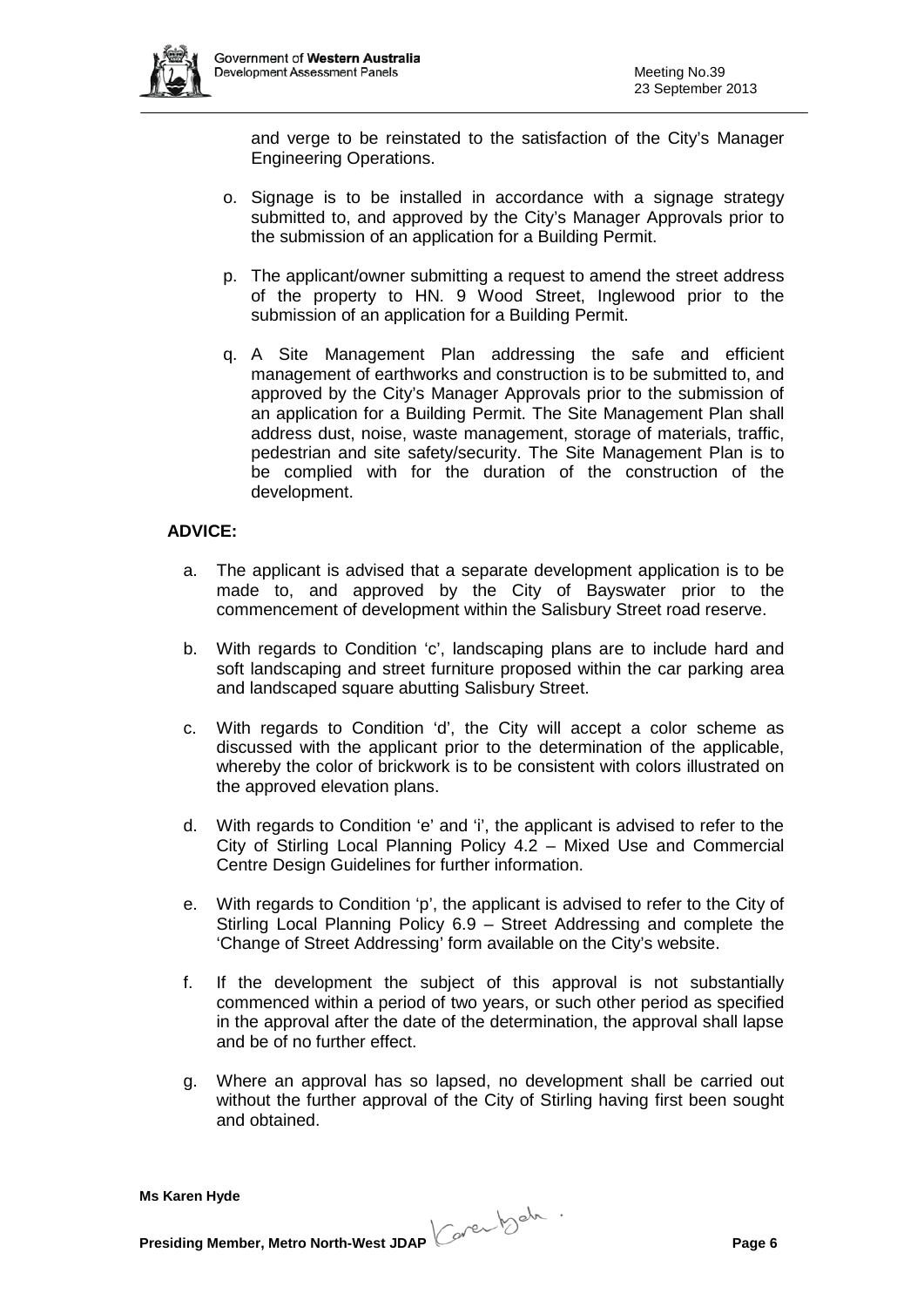and verge to be reinstated to the satisfaction of the City's Manager Engineering Operations.

o. Signage is to be installed in accordance with a signage strategy submitted to, and approved by the City's Manager Approvals prior to the submission of an application for a Building Permit.

p. The applicant/owner submitting a request to amend the street address of the property to HN. 9 Wood Street, Inglewood prior to the submission of an application for a Building Permit.

q. A Site Management Plan addressing the safe and efficient management of earthworks and construction is to be submitted to, and approved by the City's Manager Approvals prior to the submission of an application for a Building Permit. The Site Management Plan shall address dust, noise, waste management, storage of materials, traffic, pedestrian and site safety/security. The Site Management Plan is to be complied with for the duration of the construction of the development.

**ADVICE:**

a. The applicant is advised that a separate development application is to be made to, and approved by the City of Bayswater prior to the commencement of development within the Salisbury Street road reserve.

b. With regards to Condition 'c', landscaping plans are to include hard and soft landscaping and street furniture proposed within the car parking area and landscaped square abutting Salisbury Street.

c. With regards to Condition 'd', the City will accept a color scheme as discussed with the applicant prior to the determination of the applicable, whereby the color of brickwork is to be consistent with colors illustrated on the approved elevation plans.

d. With regards to Condition 'e' and 'i', the applicant is advised to refer to the City of Stirling Local Planning Policy 4.2 – Mixed Use and Commercial Centre Design Guidelines for further information.

e. With regards to Condition 'p', the applicant is advised to refer to the City of Stirling Local Planning Policy 6.9 – Street Addressing and complete the 'Change of Street Addressing' form available on the City's website.

f. If the development the subject of this approval is not substantially commenced within a period of two years, or such other period as specified in the approval after the date of the determination, the approval shall lapse and be of no further effect.

g. Where an approval has so lapsed, no development shall be carried out without the further approval of the City of Stirling having first been sought and obtained.

**Ms Karen Hyde**

**Presiding Member, Metro North-West JDAP**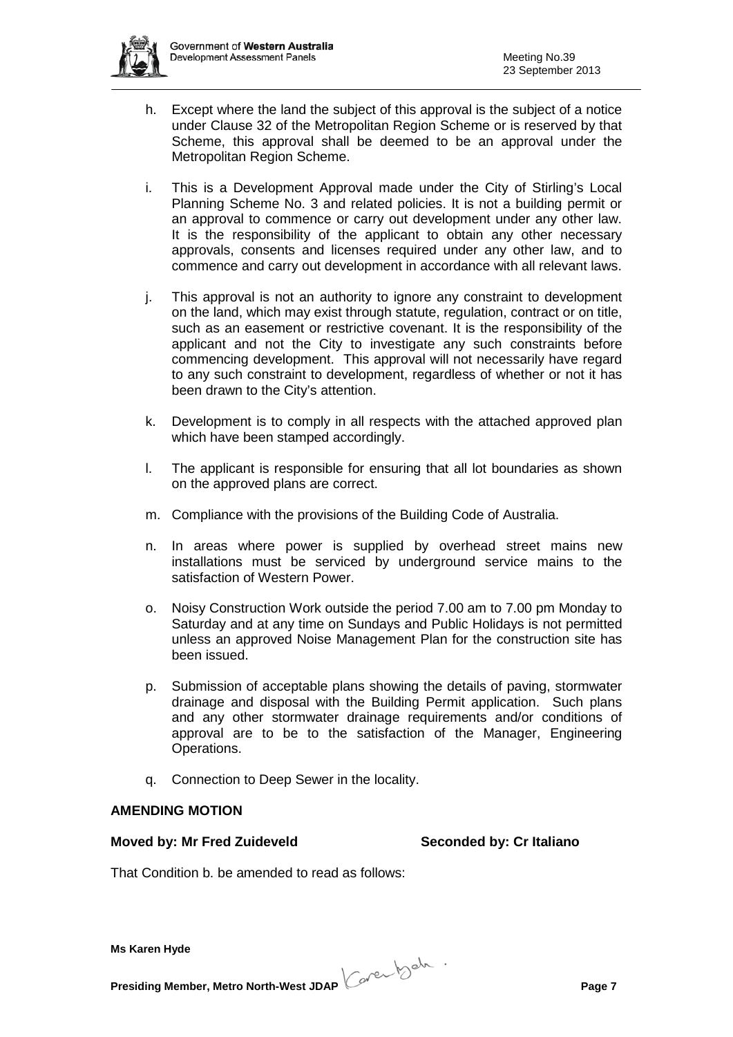h. Except where the land the subject of this approval is the subject of a notice under Clause 32 of the Metropolitan Region Scheme or is reserved by that Scheme, this approval shall be deemed to be an approval under the Metropolitan Region Scheme.

i. This is a Development Approval made under the City of Stirling's Local Planning Scheme No. 3 and related policies. It is not a building permit or an approval to commence or carry out development under any other law. It is the responsibility of the applicant to obtain any other necessary approvals, consents and licenses required under any other law, and to commence and carry out development in accordance with all relevant laws.

j. This approval is not an authority to ignore any constraint to development on the land, which may exist through statute, regulation, contract or on title, such as an easement or restrictive covenant. It is the responsibility of the applicant and not the City to investigate any such constraints before commencing development. This approval will not necessarily have regard to any such constraint to development, regardless of whether or not it has been drawn to the City's attention.

k. Development is to comply in all respects with the attached approved plan which have been stamped accordingly.

l. The applicant is responsible for ensuring that all lot boundaries as shown on the approved plans are correct.

m. Compliance with the provisions of the Building Code of Australia.

n. In areas where power is supplied by overhead street mains new installations must be serviced by underground service mains to the satisfaction of Western Power.

o. Noisy Construction Work outside the period 7.00 am to 7.00 pm Monday to Saturday and at any time on Sundays and Public Holidays is not permitted unless an approved Noise Management Plan for the construction site has been issued.

p. Submission of acceptable plans showing the details of paving, stormwater drainage and disposal with the Building Permit application. Such plans and any other stormwater drainage requirements and/or conditions of approval are to be to the satisfaction of the Manager, Engineering Operations.

q. Connection to Deep Sewer in the locality.

**AMENDING MOTION**

**Moved by: Mr Fred Zuideveld** **Seconded by: Cr Italiano**

That Condition b. be amended to read as follows:

**Ms Karen Hyde**

**Presiding Member, Metro North-West JDAP**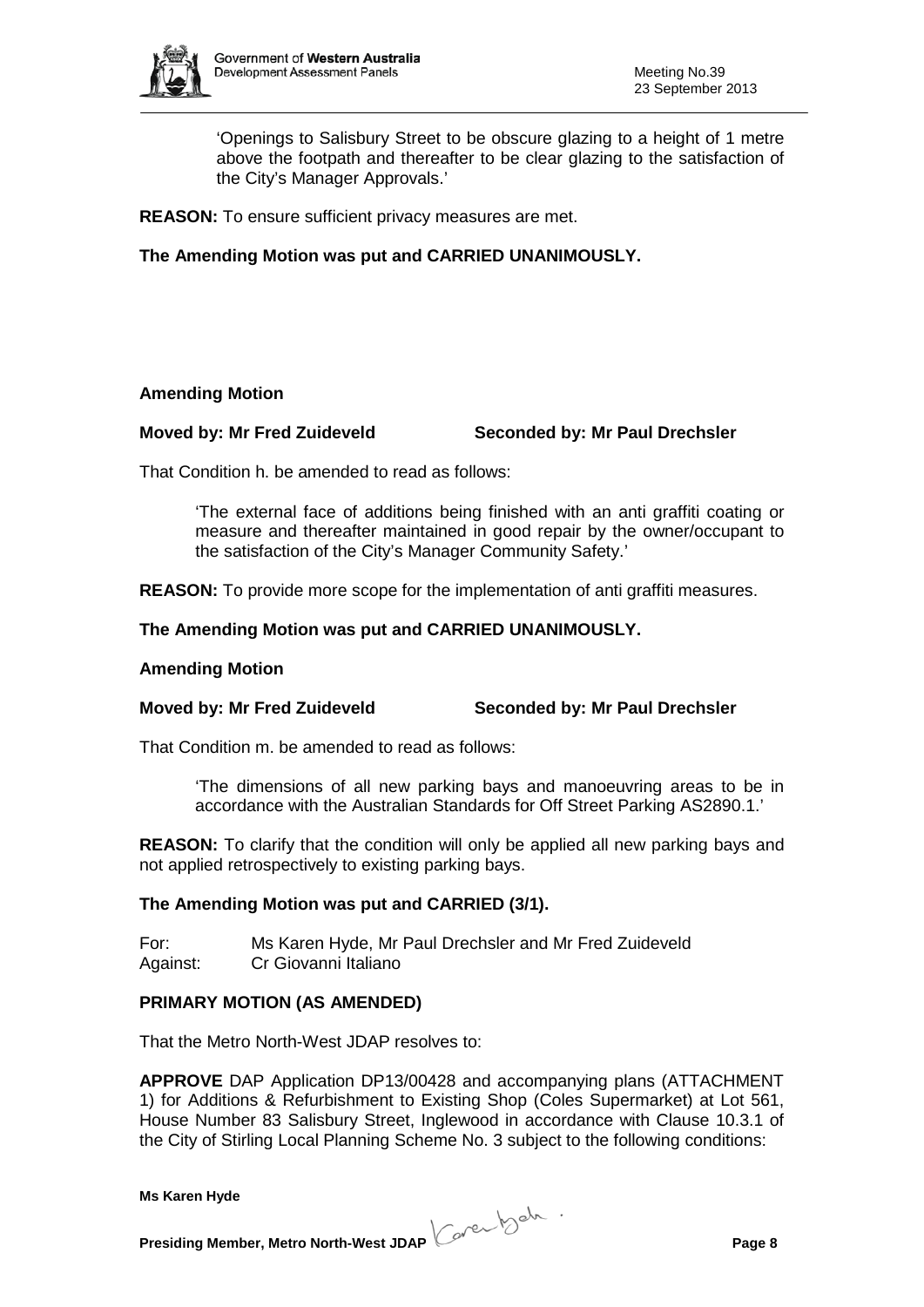'Openings to Salisbury Street to be obscure glazing to a height of 1 metre above the footpath and thereafter to be clear glazing to the satisfaction of the City's Manager Approvals.'

**REASON:** To ensure sufficient privacy measures are met.

**The Amending Motion was put and CARRIED UNANIMOUSLY.**

**Amending Motion**

**Moved by: Mr Fred Zuideveld Seconded by: Mr Paul Drechsler**

That Condition h. be amended to read as follows:

'The external face of additions being finished with an anti graffiti coating or measure and thereafter maintained in good repair by the owner/occupant to the satisfaction of the City's Manager Community Safety.'

**REASON:** To provide more scope for the implementation of anti graffiti measures.

**The Amending Motion was put and CARRIED UNANIMOUSLY.**

**Amending Motion**

**Moved by: Mr Fred Zuideveld Seconded by: Mr Paul Drechsler**

That Condition m. be amended to read as follows:

'The dimensions of all new parking bays and manoeuvring areas to be in accordance with the Australian Standards for Off Street Parking AS2890.1.'

**REASON:** To clarify that the condition will only be applied all new parking bays and not applied retrospectively to existing parking bays.

**The Amending Motion was put and CARRIED (3/1).**

For: Ms Karen Hyde, Mr Paul Drechsler and Mr Fred Zuideveld
Against: Cr Giovanni Italiano

**PRIMARY MOTION (AS AMENDED)**

That the Metro North-West JDAP resolves to:

**APPROVE** DAP Application DP13/00428 and accompanying plans (ATTACHMENT 1) for Additions & Refurbishment to Existing Shop (Coles Supermarket) at Lot 561, House Number 83 Salisbury Street, Inglewood in accordance with Clause 10.3.1 of the City of Stirling Local Planning Scheme No. 3 subject to the following conditions: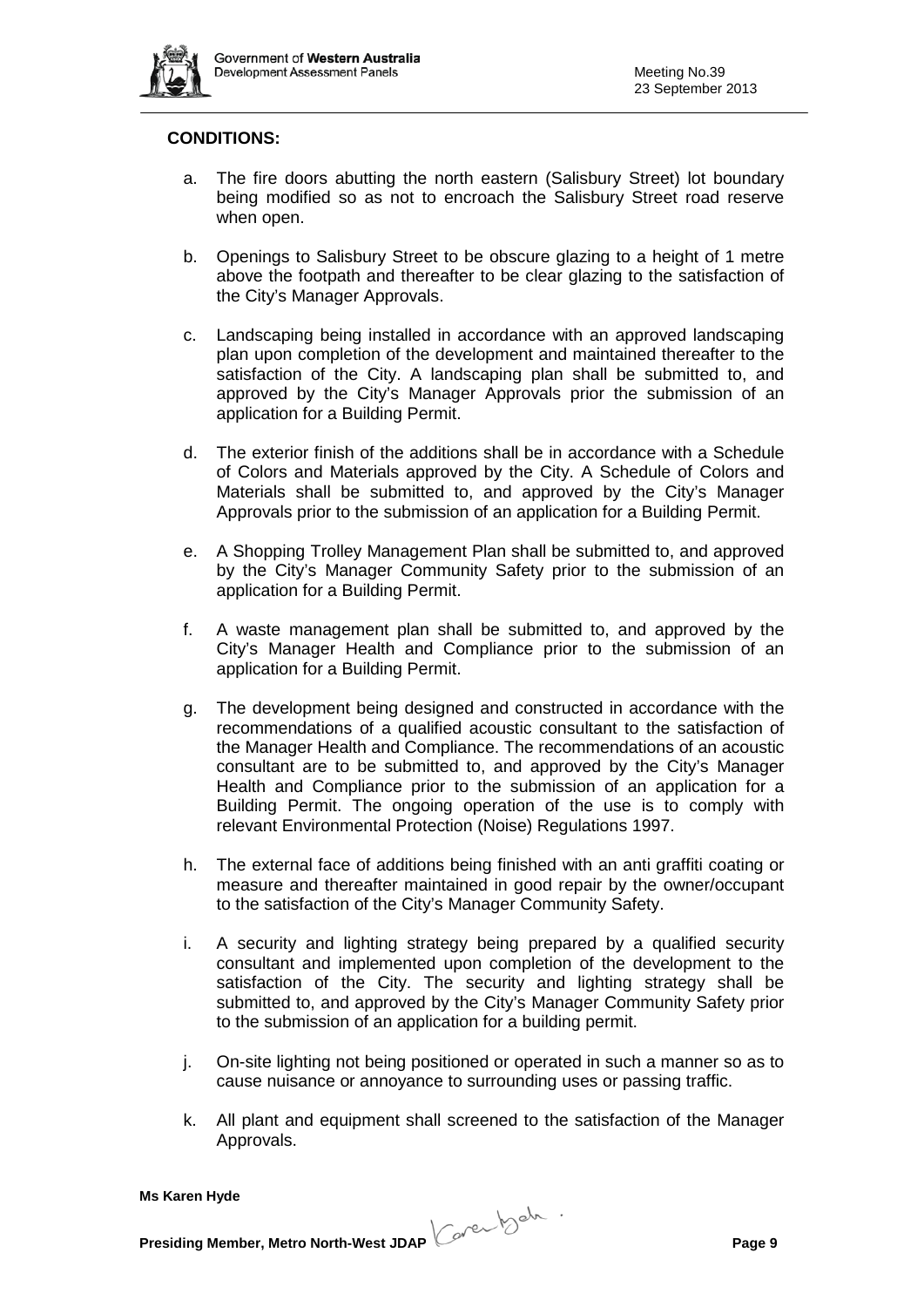**CONDITIONS:**

a. The fire doors abutting the north eastern (Salisbury Street) lot boundary being modified so as not to encroach the Salisbury Street road reserve when open.

b. Openings to Salisbury Street to be obscure glazing to a height of 1 metre above the footpath and thereafter to be clear glazing to the satisfaction of the City's Manager Approvals.

c. Landscaping being installed in accordance with an approved landscaping plan upon completion of the development and maintained thereafter to the satisfaction of the City. A landscaping plan shall be submitted to, and approved by the City's Manager Approvals prior the submission of an application for a Building Permit.

d. The exterior finish of the additions shall be in accordance with a Schedule of Colors and Materials approved by the City. A Schedule of Colors and Materials shall be submitted to, and approved by the City's Manager Approvals prior to the submission of an application for a Building Permit.

e. A Shopping Trolley Management Plan shall be submitted to, and approved by the City's Manager Community Safety prior to the submission of an application for a Building Permit.

f. A waste management plan shall be submitted to, and approved by the City's Manager Health and Compliance prior to the submission of an application for a Building Permit.

g. The development being designed and constructed in accordance with the recommendations of a qualified acoustic consultant to the satisfaction of the Manager Health and Compliance. The recommendations of an acoustic consultant are to be submitted to, and approved by the City's Manager Health and Compliance prior to the submission of an application for a Building Permit. The ongoing operation of the use is to comply with relevant Environmental Protection (Noise) Regulations 1997.

h. The external face of additions being finished with an anti graffiti coating or measure and thereafter maintained in good repair by the owner/occupant to the satisfaction of the City's Manager Community Safety.

i. A security and lighting strategy being prepared by a qualified security consultant and implemented upon completion of the development to the satisfaction of the City. The security and lighting strategy shall be submitted to, and approved by the City's Manager Community Safety prior to the submission of an application for a building permit.

j. On-site lighting not being positioned or operated in such a manner so as to cause nuisance or annoyance to surrounding uses or passing traffic.

k. All plant and equipment shall screened to the satisfaction of the Manager Approvals.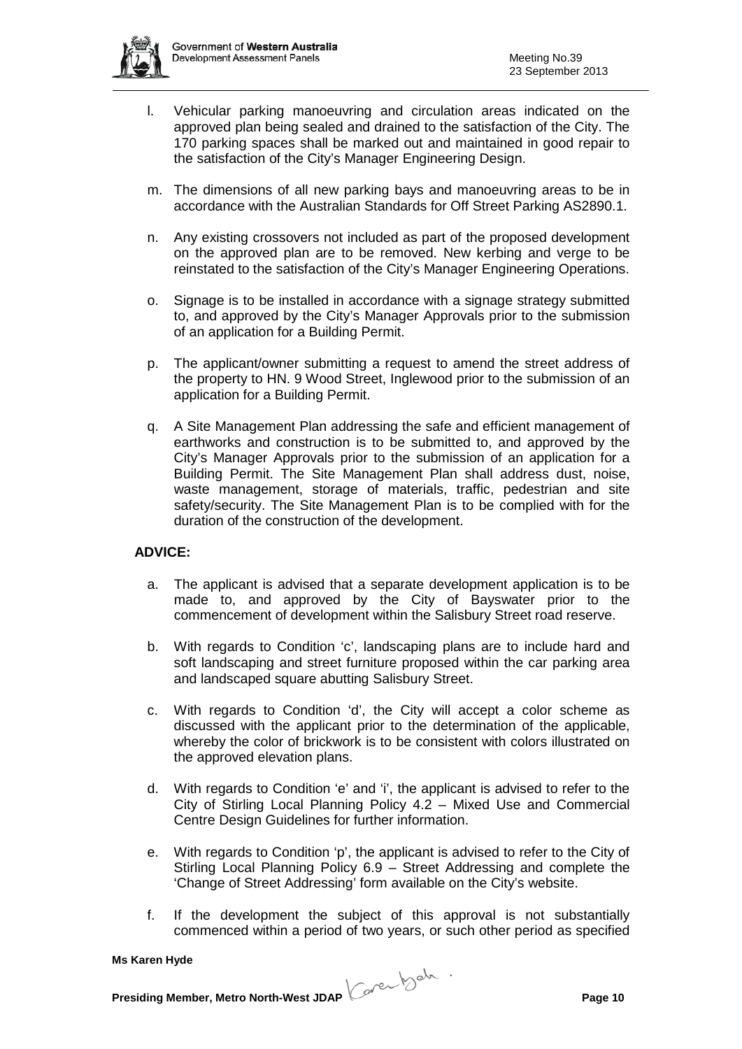l. Vehicular parking manoeuvring and circulation areas indicated on the approved plan being sealed and drained to the satisfaction of the City. The 170 parking spaces shall be marked out and maintained in good repair to the satisfaction of the City's Manager Engineering Design.

m. The dimensions of all new parking bays and manoeuvring areas to be in accordance with the Australian Standards for Off Street Parking AS2890.1.

n. Any existing crossovers not included as part of the proposed development on the approved plan are to be removed. New kerbing and verge to be reinstated to the satisfaction of the City's Manager Engineering Operations.

o. Signage is to be installed in accordance with a signage strategy submitted to, and approved by the City's Manager Approvals prior to the submission of an application for a Building Permit.

p. The applicant/owner submitting a request to amend the street address of the property to HN. 9 Wood Street, Inglewood prior to the submission of an application for a Building Permit.

q. A Site Management Plan addressing the safe and efficient management of earthworks and construction is to be submitted to, and approved by the City's Manager Approvals prior to the submission of an application for a Building Permit. The Site Management Plan shall address dust, noise, waste management, storage of materials, traffic, pedestrian and site safety/security. The Site Management Plan is to be complied with for the duration of the construction of the development.

**ADVICE:**

a. The applicant is advised that a separate development application is to be made to, and approved by the City of Bayswater prior to the commencement of development within the Salisbury Street road reserve.

b. With regards to Condition 'c', landscaping plans are to include hard and soft landscaping and street furniture proposed within the car parking area and landscaped square abutting Salisbury Street.

c. With regards to Condition 'd', the City will accept a color scheme as discussed with the applicant prior to the determination of the applicable, whereby the color of brickwork is to be consistent with colors illustrated on the approved elevation plans.

d. With regards to Condition 'e' and 'i', the applicant is advised to refer to the City of Stirling Local Planning Policy 4.2 – Mixed Use and Commercial Centre Design Guidelines for further information.

e. With regards to Condition 'p', the applicant is advised to refer to the City of Stirling Local Planning Policy 6.9 – Street Addressing and complete the 'Change of Street Addressing' form available on the City's website.

f. If the development the subject of this approval is not substantially commenced within a period of two years, or such other period as specified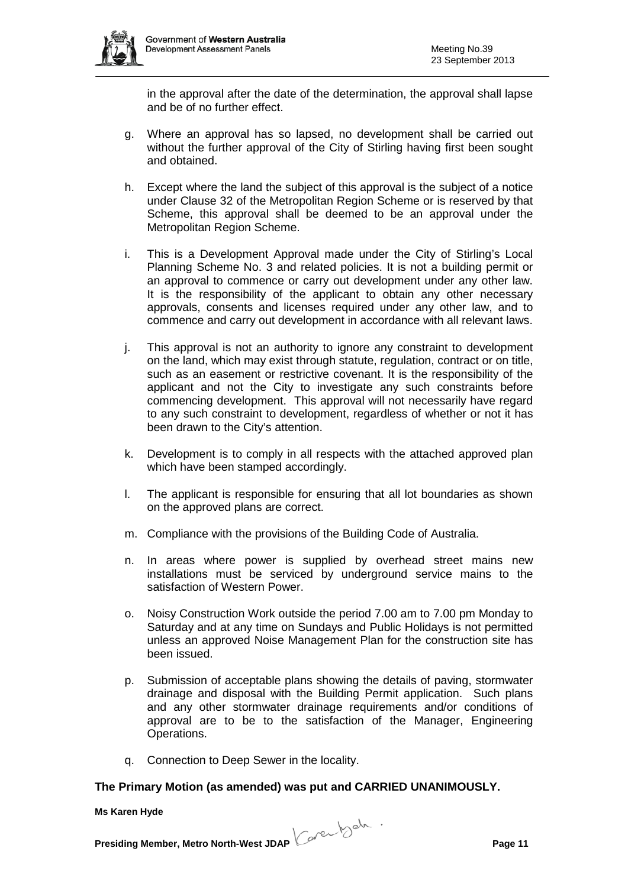in the approval after the date of the determination, the approval shall lapse and be of no further effect.

g. Where an approval has so lapsed, no development shall be carried out without the further approval of the City of Stirling having first been sought and obtained.

h. Except where the land the subject of this approval is the subject of a notice under Clause 32 of the Metropolitan Region Scheme or is reserved by that Scheme, this approval shall be deemed to be an approval under the Metropolitan Region Scheme.

i. This is a Development Approval made under the City of Stirling's Local Planning Scheme No. 3 and related policies. It is not a building permit or an approval to commence or carry out development under any other law. It is the responsibility of the applicant to obtain any other necessary approvals, consents and licenses required under any other law, and to commence and carry out development in accordance with all relevant laws.

j. This approval is not an authority to ignore any constraint to development on the land, which may exist through statute, regulation, contract or on title, such as an easement or restrictive covenant. It is the responsibility of the applicant and not the City to investigate any such constraints before commencing development. This approval will not necessarily have regard to any such constraint to development, regardless of whether or not it has been drawn to the City's attention.

k. Development is to comply in all respects with the attached approved plan which have been stamped accordingly.

l. The applicant is responsible for ensuring that all lot boundaries as shown on the approved plans are correct.

m. Compliance with the provisions of the Building Code of Australia.

n. In areas where power is supplied by overhead street mains new installations must be serviced by underground service mains to the satisfaction of Western Power.

o. Noisy Construction Work outside the period 7.00 am to 7.00 pm Monday to Saturday and at any time on Sundays and Public Holidays is not permitted unless an approved Noise Management Plan for the construction site has been issued.

p. Submission of acceptable plans showing the details of paving, stormwater drainage and disposal with the Building Permit application. Such plans and any other stormwater drainage requirements and/or conditions of approval are to be to the satisfaction of the Manager, Engineering Operations.

q. Connection to Deep Sewer in the locality.

**The Primary Motion (as amended) was put and CARRIED UNANIMOUSLY.**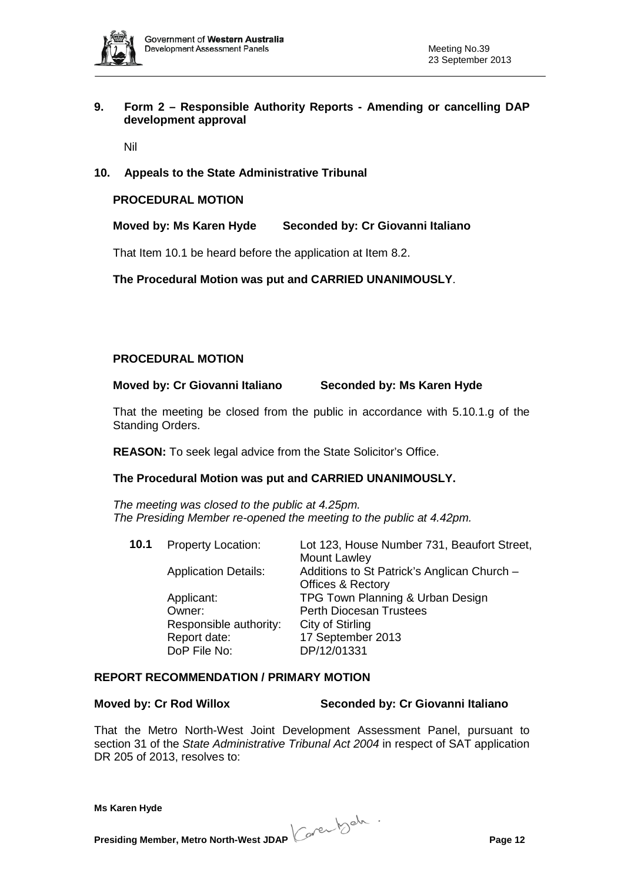## 9. Form 2 – Responsible Authority Reports - Amending or cancelling DAP development approval

Nil

## 10. Appeals to the State Administrative Tribunal

**PROCEDURAL MOTION**

**Moved by: Ms Karen Hyde Seconded by: Cr Giovanni Italiano**

That Item 10.1 be heard before the application at Item 8.2.

**The Procedural Motion was put and CARRIED UNANIMOUSLY**.

**PROCEDURAL MOTION**

**Moved by: Cr Giovanni Italiano Seconded by: Ms Karen Hyde**

That the meeting be closed from the public in accordance with 5.10.1.g of the Standing Orders.

**REASON:** To seek legal advice from the State Solicitor's Office.

**The Procedural Motion was put and CARRIED UNANIMOUSLY.**

*The meeting was closed to the public at 4.25pm.*
*The Presiding Member re-opened the meeting to the public at 4.42pm.*

| **10.1** | Property Location: | Lot 123, House Number 731, Beaufort Street, Mount Lawley |
|---|---|---|
| | Application Details: | Additions to St Patrick's Anglican Church – Offices & Rectory |
| | Applicant: | TPG Town Planning & Urban Design |
| | Owner: | Perth Diocesan Trustees |
| | Responsible authority: | City of Stirling |
| | Report date: | 17 September 2013 |
| | DoP File No: | DP/12/01331 |

**REPORT RECOMMENDATION / PRIMARY MOTION**

**Moved by: Cr Rod Willox Seconded by: Cr Giovanni Italiano**

That the Metro North-West Joint Development Assessment Panel, pursuant to section 31 of the *State Administrative Tribunal Act 2004* in respect of SAT application DR 205 of 2013, resolves to: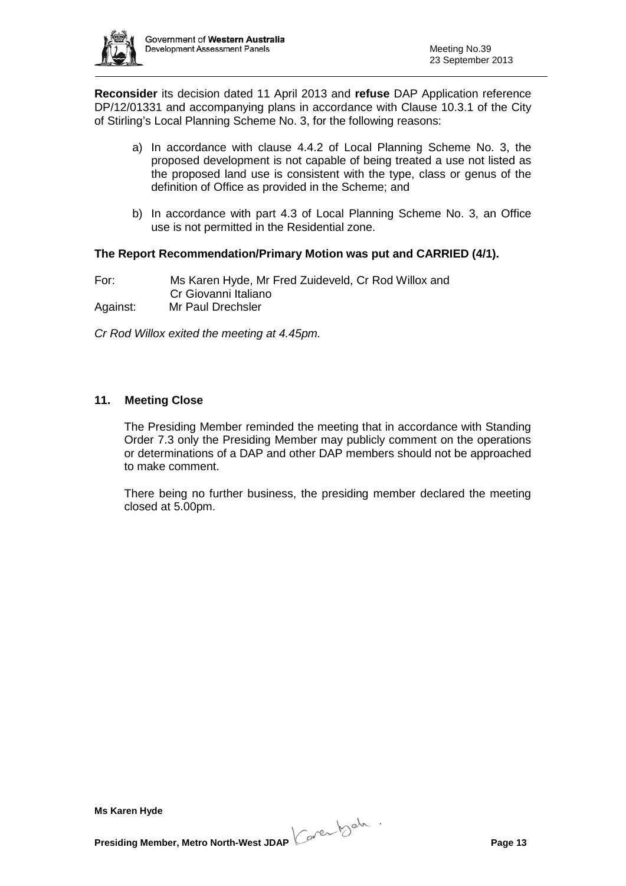**Reconsider** its decision dated 11 April 2013 and **refuse** DAP Application reference DP/12/01331 and accompanying plans in accordance with Clause 10.3.1 of the City of Stirling's Local Planning Scheme No. 3, for the following reasons:

a) In accordance with clause 4.4.2 of Local Planning Scheme No. 3, the proposed development is not capable of being treated a use not listed as the proposed land use is consistent with the type, class or genus of the definition of Office as provided in the Scheme; and

b) In accordance with part 4.3 of Local Planning Scheme No. 3, an Office use is not permitted in the Residential zone.

**The Report Recommendation/Primary Motion was put and CARRIED (4/1).**

For: Ms Karen Hyde, Mr Fred Zuideveld, Cr Rod Willox and Cr Giovanni Italiano
Against: Mr Paul Drechsler

*Cr Rod Willox exited the meeting at 4.45pm.*

## 11. Meeting Close

The Presiding Member reminded the meeting that in accordance with Standing Order 7.3 only the Presiding Member may publicly comment on the operations or determinations of a DAP and other DAP members should not be approached to make comment.

There being no further business, the presiding member declared the meeting closed at 5.00pm.

**Ms Karen Hyde**

**Presiding Member, Metro North-West JDAP**